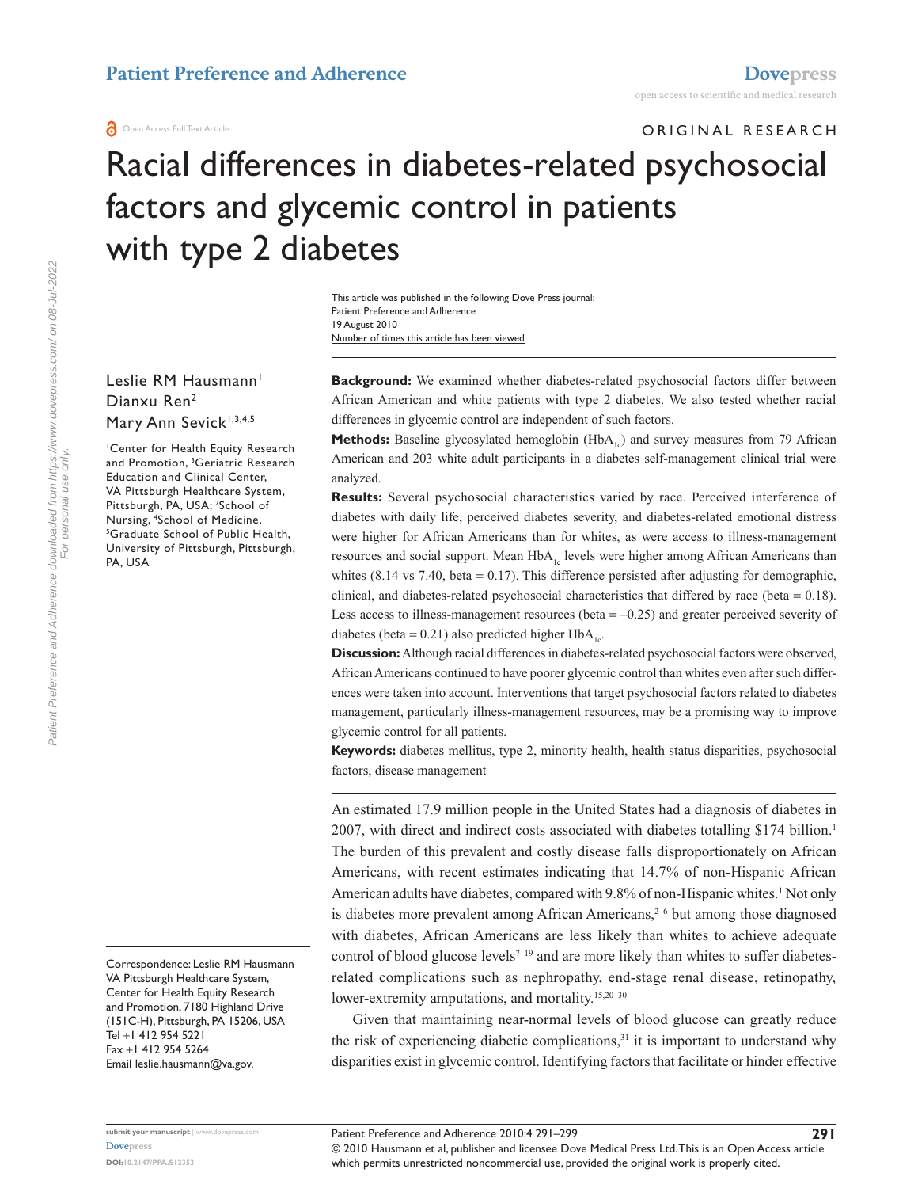ORIGINAL RESEARCH

# Racial differences in diabetes-related psychosocial factors and glycemic control in patients with type 2 diabetes

This article was published in the following Dove Press journal:
Patient Preference and Adherence
19 August 2010
Number of times this article has been viewed

Leslie RM Hausmann[1]
Dianxu Ren[2]
Mary Ann Sevick[1,3,4,5]

[1]Center for Health Equity Research and Promotion, [3]Geriatric Research Education and Clinical Center, VA Pittsburgh Healthcare System, Pittsburgh, PA, USA; [2]School of Nursing, [4]School of Medicine, [5]Graduate School of Public Health, University of Pittsburgh, Pittsburgh, PA, USA

Correspondence: Leslie RM Hausmann
VA Pittsburgh Healthcare System, Center for Health Equity Research and Promotion, 7180 Highland Drive (151C-H), Pittsburgh, PA 15206, USA
Tel +1 412 954 5221
Fax +1 412 954 5264
Email leslie.hausmann@va.gov.

**Background:** We examined whether diabetes-related psychosocial factors differ between African American and white patients with type 2 diabetes. We also tested whether racial differences in glycemic control are independent of such factors.

**Methods:** Baseline glycosylated hemoglobin ($HbA_{1c}$) and survey measures from 79 African American and 203 white adult participants in a diabetes self-management clinical trial were analyzed.

**Results:** Several psychosocial characteristics varied by race. Perceived interference of diabetes with daily life, perceived diabetes severity, and diabetes-related emotional distress were higher for African Americans than for whites, as were access to illness-management resources and social support. Mean $HbA_{1c}$ levels were higher among African Americans than whites (8.14 vs 7.40, beta = 0.17). This difference persisted after adjusting for demographic, clinical, and diabetes-related psychosocial characteristics that differed by race (beta = 0.18). Less access to illness-management resources (beta = –0.25) and greater perceived severity of diabetes (beta = 0.21) also predicted higher $HbA_{1c}$.

**Discussion:** Although racial differences in diabetes-related psychosocial factors were observed, African Americans continued to have poorer glycemic control than whites even after such differences were taken into account. Interventions that target psychosocial factors related to diabetes management, particularly illness-management resources, may be a promising way to improve glycemic control for all patients.

**Keywords:** diabetes mellitus, type 2, minority health, health status disparities, psychosocial factors, disease management

An estimated 17.9 million people in the United States had a diagnosis of diabetes in 2007, with direct and indirect costs associated with diabetes totalling $174 billion.[1] The burden of this prevalent and costly disease falls disproportionately on African Americans, with recent estimates indicating that 14.7% of non-Hispanic African American adults have diabetes, compared with 9.8% of non-Hispanic whites.[1] Not only is diabetes more prevalent among African Americans,[2–6] but among those diagnosed with diabetes, African Americans are less likely than whites to achieve adequate control of blood glucose levels[7–19] and are more likely than whites to suffer diabetes-related complications such as nephropathy, end-stage renal disease, retinopathy, lower-extremity amputations, and mortality.[15,20–30]

Given that maintaining near-normal levels of blood glucose can greatly reduce the risk of experiencing diabetic complications,[31] it is important to understand why disparities exist in glycemic control. Identifying factors that facilitate or hinder effective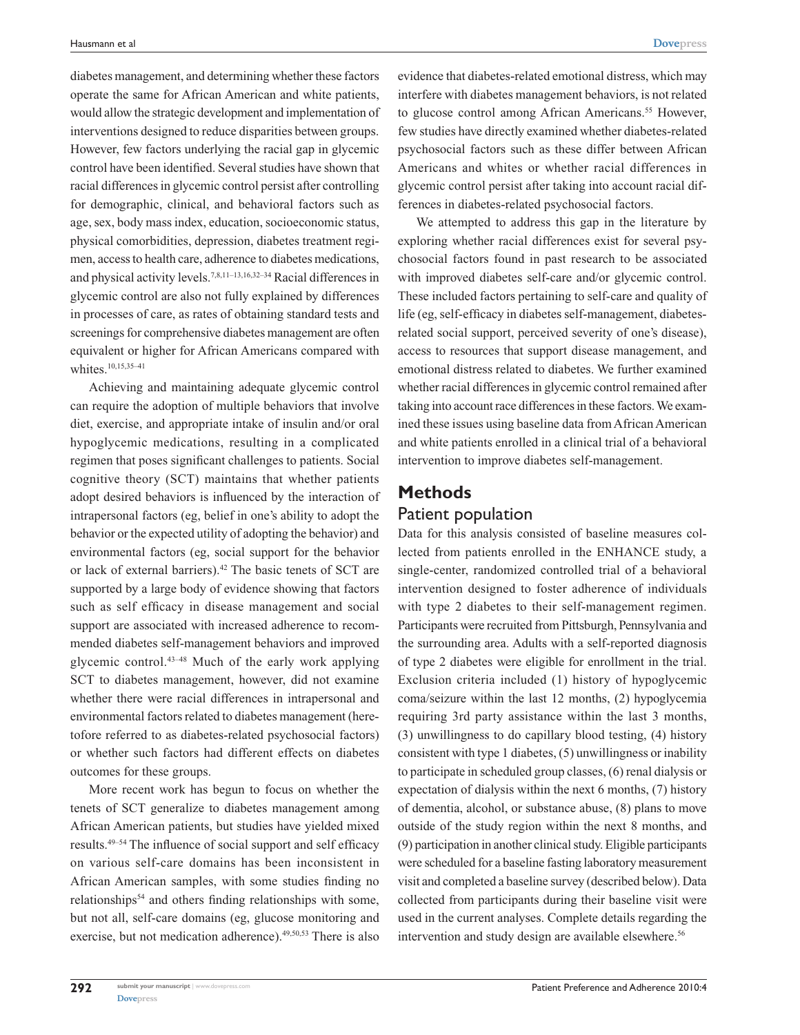diabetes management, and determining whether these factors operate the same for African American and white patients, would allow the strategic development and implementation of interventions designed to reduce disparities between groups. However, few factors underlying the racial gap in glycemic control have been identified. Several studies have shown that racial differences in glycemic control persist after controlling for demographic, clinical, and behavioral factors such as age, sex, body mass index, education, socioeconomic status, physical comorbidities, depression, diabetes treatment regimen, access to health care, adherence to diabetes medications, and physical activity levels.[7,8,11–13,16,32–34] Racial differences in glycemic control are also not fully explained by differences in processes of care, as rates of obtaining standard tests and screenings for comprehensive diabetes management are often equivalent or higher for African Americans compared with whites.[10,15,35–41]

Achieving and maintaining adequate glycemic control can require the adoption of multiple behaviors that involve diet, exercise, and appropriate intake of insulin and/or oral hypoglycemic medications, resulting in a complicated regimen that poses significant challenges to patients. Social cognitive theory (SCT) maintains that whether patients adopt desired behaviors is influenced by the interaction of intrapersonal factors (eg, belief in one's ability to adopt the behavior or the expected utility of adopting the behavior) and environmental factors (eg, social support for the behavior or lack of external barriers).[42] The basic tenets of SCT are supported by a large body of evidence showing that factors such as self efficacy in disease management and social support are associated with increased adherence to recommended diabetes self-management behaviors and improved glycemic control.[43–48] Much of the early work applying SCT to diabetes management, however, did not examine whether there were racial differences in intrapersonal and environmental factors related to diabetes management (heretofore referred to as diabetes-related psychosocial factors) or whether such factors had different effects on diabetes outcomes for these groups.

More recent work has begun to focus on whether the tenets of SCT generalize to diabetes management among African American patients, but studies have yielded mixed results.[49–54] The influence of social support and self efficacy on various self-care domains has been inconsistent in African American samples, with some studies finding no relationships[54] and others finding relationships with some, but not all, self-care domains (eg, glucose monitoring and exercise, but not medication adherence).[49,50,53] There is also evidence that diabetes-related emotional distress, which may interfere with diabetes management behaviors, is not related to glucose control among African Americans.[55] However, few studies have directly examined whether diabetes-related psychosocial factors such as these differ between African Americans and whites or whether racial differences in glycemic control persist after taking into account racial differences in diabetes-related psychosocial factors.

We attempted to address this gap in the literature by exploring whether racial differences exist for several psychosocial factors found in past research to be associated with improved diabetes self-care and/or glycemic control. These included factors pertaining to self-care and quality of life (eg, self-efficacy in diabetes self-management, diabetes-related social support, perceived severity of one's disease), access to resources that support disease management, and emotional distress related to diabetes. We further examined whether racial differences in glycemic control remained after taking into account race differences in these factors. We examined these issues using baseline data from African American and white patients enrolled in a clinical trial of a behavioral intervention to improve diabetes self-management.

# Methods

## Patient population

Data for this analysis consisted of baseline measures collected from patients enrolled in the ENHANCE study, a single-center, randomized controlled trial of a behavioral intervention designed to foster adherence of individuals with type 2 diabetes to their self-management regimen. Participants were recruited from Pittsburgh, Pennsylvania and the surrounding area. Adults with a self-reported diagnosis of type 2 diabetes were eligible for enrollment in the trial. Exclusion criteria included (1) history of hypoglycemic coma/seizure within the last 12 months, (2) hypoglycemia requiring 3rd party assistance within the last 3 months, (3) unwillingness to do capillary blood testing, (4) history consistent with type 1 diabetes, (5) unwillingness or inability to participate in scheduled group classes, (6) renal dialysis or expectation of dialysis within the next 6 months, (7) history of dementia, alcohol, or substance abuse, (8) plans to move outside of the study region within the next 8 months, and (9) participation in another clinical study. Eligible participants were scheduled for a baseline fasting laboratory measurement visit and completed a baseline survey (described below). Data collected from participants during their baseline visit were used in the current analyses. Complete details regarding the intervention and study design are available elsewhere.[56]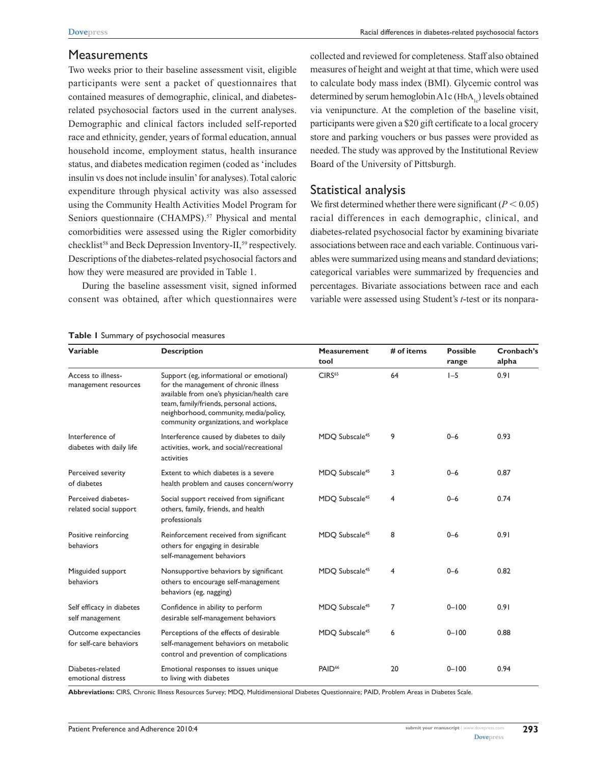## Measurements

Two weeks prior to their baseline assessment visit, eligible participants were sent a packet of questionnaires that contained measures of demographic, clinical, and diabetes-related psychosocial factors used in the current analyses. Demographic and clinical factors included self-reported race and ethnicity, gender, years of formal education, annual household income, employment status, health insurance status, and diabetes medication regimen (coded as 'includes insulin vs does not include insulin' for analyses). Total caloric expenditure through physical activity was also assessed using the Community Health Activities Model Program for Seniors questionnaire (CHAMPS).[57] Physical and mental comorbidities were assessed using the Rigler comorbidity checklist[58] and Beck Depression Inventory-II,[59] respectively. Descriptions of the diabetes-related psychosocial factors and how they were measured are provided in Table 1.

During the baseline assessment visit, signed informed consent was obtained, after which questionnaires were collected and reviewed for completeness. Staff also obtained measures of height and weight at that time, which were used to calculate body mass index (BMI). Glycemic control was determined by serum hemoglobin A1c ($HbA_{1c}$) levels obtained via venipuncture. At the completion of the baseline visit, participants were given a $20 gift certificate to a local grocery store and parking vouchers or bus passes were provided as needed. The study was approved by the Institutional Review Board of the University of Pittsburgh.

## Statistical analysis

We first determined whether there were significant ($P < 0.05$) racial differences in each demographic, clinical, and diabetes-related psychosocial factor by examining bivariate associations between race and each variable. Continuous variables were summarized using means and standard deviations; categorical variables were summarized by frequencies and percentages. Bivariate associations between race and each variable were assessed using Student's *t*-test or its nonpara-

**Table 1** Summary of psychosocial measures

| Variable | Description | Measurement tool | # of items | Possible range | Cronbach's alpha |
|---|---|---|---|---|---|
| Access to illness-management resources | Support (eg, informational or emotional) for the management of chronic illness available from one's physician/health care team, family/friends, personal actions, neighborhood, community, media/policy, community organizations, and workplace | CIRS[65] | 64 | 1–5 | 0.91 |
| Interference of diabetes with daily life | Interference caused by diabetes to daily activities, work, and social/recreational activities | MDQ Subscale[45] | 9 | 0–6 | 0.93 |
| Perceived severity of diabetes | Extent to which diabetes is a severe health problem and causes concern/worry | MDQ Subscale[45] | 3 | 0–6 | 0.87 |
| Perceived diabetes-related social support | Social support received from significant others, family, friends, and health professionals | MDQ Subscale[45] | 4 | 0–6 | 0.74 |
| Positive reinforcing behaviors | Reinforcement received from significant others for engaging in desirable self-management behaviors | MDQ Subscale[45] | 8 | 0–6 | 0.91 |
| Misguided support behaviors | Nonsupportive behaviors by significant others to encourage self-management behaviors (eg, nagging) | MDQ Subscale[45] | 4 | 0–6 | 0.82 |
| Self efficacy in diabetes self management | Confidence in ability to perform desirable self-management behaviors | MDQ Subscale[45] | 7 | 0–100 | 0.91 |
| Outcome expectancies for self-care behaviors | Perceptions of the effects of desirable self-management behaviors on metabolic control and prevention of complications | MDQ Subscale[45] | 6 | 0–100 | 0.88 |
| Diabetes-related emotional distress | Emotional responses to issues unique to living with diabetes | PAID[66] | 20 | 0–100 | 0.94 |

**Abbreviations:** CIRS, Chronic Illness Resources Survey; MDQ, Multidimensional Diabetes Questionnaire; PAID, Problem Areas in Diabetes Scale.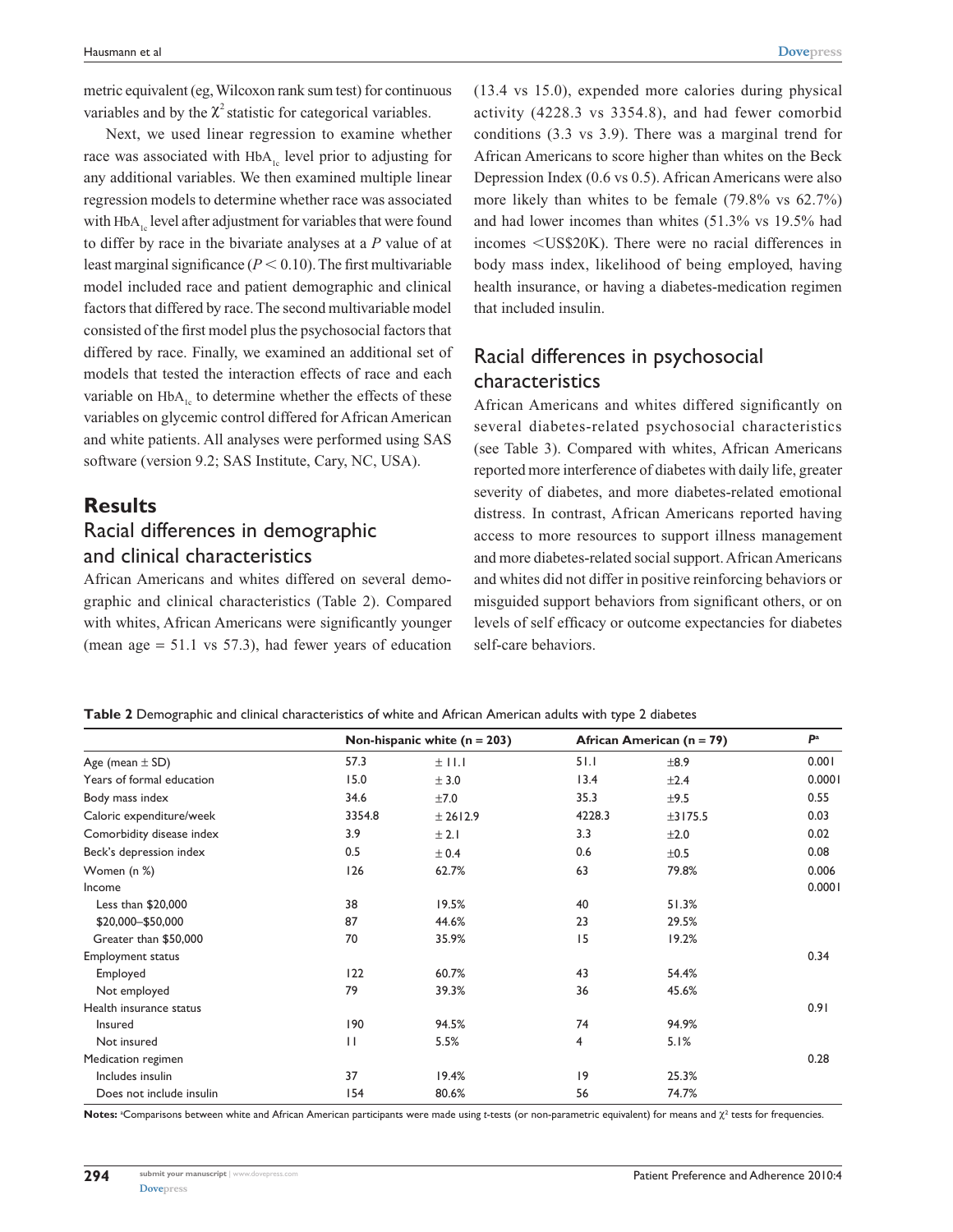metric equivalent (eg, Wilcoxon rank sum test) for continuous variables and by the $\chi^2$ statistic for categorical variables.

Next, we used linear regression to examine whether race was associated with $HbA_{1c}$ level prior to adjusting for any additional variables. We then examined multiple linear regression models to determine whether race was associated with $HbA_{1c}$ level after adjustment for variables that were found to differ by race in the bivariate analyses at a *P* value of at least marginal significance ($P < 0.10$). The first multivariable model included race and patient demographic and clinical factors that differed by race. The second multivariable model consisted of the first model plus the psychosocial factors that differed by race. Finally, we examined an additional set of models that tested the interaction effects of race and each variable on $HbA_{1c}$ to determine whether the effects of these variables on glycemic control differed for African American and white patients. All analyses were performed using SAS software (version 9.2; SAS Institute, Cary, NC, USA).

# Results

## Racial differences in demographic and clinical characteristics

African Americans and whites differed on several demographic and clinical characteristics (Table 2). Compared with whites, African Americans were significantly younger (mean age = 51.1 vs 57.3), had fewer years of education (13.4 vs 15.0), expended more calories during physical activity (4228.3 vs 3354.8), and had fewer comorbid conditions (3.3 vs 3.9). There was a marginal trend for African Americans to score higher than whites on the Beck Depression Index (0.6 vs 0.5). African Americans were also more likely than whites to be female (79.8% vs 62.7%) and had lower incomes than whites (51.3% vs 19.5% had incomes <US$20K). There were no racial differences in body mass index, likelihood of being employed, having health insurance, or having a diabetes-medication regimen that included insulin.

## Racial differences in psychosocial characteristics

African Americans and whites differed significantly on several diabetes-related psychosocial characteristics (see Table 3). Compared with whites, African Americans reported more interference of diabetes with daily life, greater severity of diabetes, and more diabetes-related emotional distress. In contrast, African Americans reported having access to more resources to support illness management and more diabetes-related social support. African Americans and whites did not differ in positive reinforcing behaviors or misguided support behaviors from significant others, or on levels of self efficacy or outcome expectancies for diabetes self-care behaviors.

**Table 2** Demographic and clinical characteristics of white and African American adults with type 2 diabetes

| | Non-hispanic white (n = 203) | | African American (n = 79) | | *P*[a] |
|---|---|---|---|---|---|
| Age (mean ± SD) | 57.3 | ± 11.1 | 51.1 | ±8.9 | 0.001 |
| Years of formal education | 15.0 | ± 3.0 | 13.4 | ±2.4 | 0.0001 |
| Body mass index | 34.6 | ±7.0 | 35.3 | ±9.5 | 0.55 |
| Caloric expenditure/week | 3354.8 | ± 2612.9 | 4228.3 | ±3175.5 | 0.03 |
| Comorbidity disease index | 3.9 | ± 2.1 | 3.3 | ±2.0 | 0.02 |
| Beck's depression index | 0.5 | ± 0.4 | 0.6 | ±0.5 | 0.08 |
| Women (n %) | 126 | 62.7% | 63 | 79.8% | 0.006 |
| Income | | | | | 0.0001 |
| Less than $20,000 | 38 | 19.5% | 40 | 51.3% | |
| $20,000–$50,000 | 87 | 44.6% | 23 | 29.5% | |
| Greater than $50,000 | 70 | 35.9% | 15 | 19.2% | |
| Employment status | | | | | 0.34 |
| Employed | 122 | 60.7% | 43 | 54.4% | |
| Not employed | 79 | 39.3% | 36 | 45.6% | |
| Health insurance status | | | | | 0.91 |
| Insured | 190 | 94.5% | 74 | 94.9% | |
| Not insured | 11 | 5.5% | 4 | 5.1% | |
| Medication regimen | | | | | 0.28 |
| Includes insulin | 37 | 19.4% | 19 | 25.3% | |
| Does not include insulin | 154 | 80.6% | 56 | 74.7% | |

**Notes:** [a]Comparisons between white and African American participants were made using *t*-tests (or non-parametric equivalent) for means and $\chi^2$ tests for frequencies.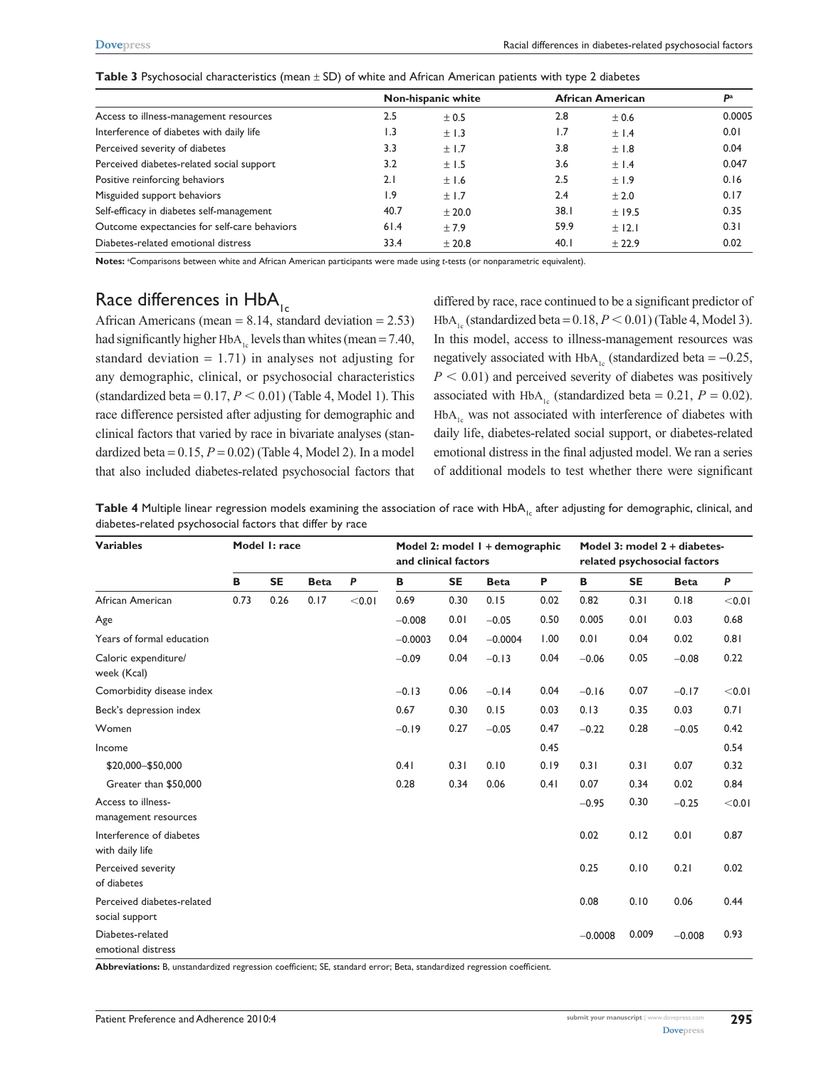**Table 3** Psychosocial characteristics (mean ± SD) of white and African American patients with type 2 diabetes

| | Non-hispanic white | | African American | | $P$[a] |
|---|---|---|---|---|---|
| Access to illness-management resources | 2.5 | ± 0.5 | 2.8 | ± 0.6 | 0.0005 |
| Interference of diabetes with daily life | 1.3 | ± 1.3 | 1.7 | ± 1.4 | 0.01 |
| Perceived severity of diabetes | 3.3 | ± 1.7 | 3.8 | ± 1.8 | 0.04 |
| Perceived diabetes-related social support | 3.2 | ± 1.5 | 3.6 | ± 1.4 | 0.047 |
| Positive reinforcing behaviors | 2.1 | ± 1.6 | 2.5 | ± 1.9 | 0.16 |
| Misguided support behaviors | 1.9 | ± 1.7 | 2.4 | ± 2.0 | 0.17 |
| Self-efficacy in diabetes self-management | 40.7 | ± 20.0 | 38.1 | ± 19.5 | 0.35 |
| Outcome expectancies for self-care behaviors | 61.4 | ± 7.9 | 59.9 | ± 12.1 | 0.31 |
| Diabetes-related emotional distress | 33.4 | ± 20.8 | 40.1 | ± 22.9 | 0.02 |

**Notes:** [a]Comparisons between white and African American participants were made using *t*-tests (or nonparametric equivalent).

## Race differences in $HbA_{1c}$

African Americans (mean = 8.14, standard deviation = 2.53) had significantly higher $HbA_{1c}$ levels than whites (mean = 7.40, standard deviation = 1.71) in analyses not adjusting for any demographic, clinical, or psychosocial characteristics (standardized beta = 0.17, $P < 0.01$) (Table 4, Model 1). This race difference persisted after adjusting for demographic and clinical factors that varied by race in bivariate analyses (standardized beta = 0.15, $P = 0.02$) (Table 4, Model 2). In a model that also included diabetes-related psychosocial factors that differed by race, race continued to be a significant predictor of $HbA_{1c}$ (standardized beta = 0.18, $P < 0.01$) (Table 4, Model 3). In this model, access to illness-management resources was negatively associated with $HbA_{1c}$ (standardized beta = −0.25, $P < 0.01$) and perceived severity of diabetes was positively associated with $HbA_{1c}$ (standardized beta = 0.21, $P = 0.02$). $HbA_{1c}$ was not associated with interference of diabetes with daily life, diabetes-related social support, or diabetes-related emotional distress in the final adjusted model. We ran a series of additional models to test whether there were significant

**Table 4** Multiple linear regression models examining the association of race with $HbA_{1c}$ after adjusting for demographic, clinical, and diabetes-related psychosocial factors that differ by race

| Variables | Model 1: race | | | | Model 2: model 1 + demographic and clinical factors | | | | Model 3: model 2 + diabetes-related psychosocial factors | | | |
|---|---|---|---|---|---|---|---|---|---|---|---|---|
| | B | SE | Beta | P | B | SE | Beta | P | B | SE | Beta | P |
| African American | 0.73 | 0.26 | 0.17 | <0.01 | 0.69 | 0.30 | 0.15 | 0.02 | 0.82 | 0.31 | 0.18 | <0.01 |
| Age | | | | | −0.008 | 0.01 | −0.05 | 0.50 | 0.005 | 0.01 | 0.03 | 0.68 |
| Years of formal education | | | | | −0.0003 | 0.04 | −0.0004 | 1.00 | 0.01 | 0.04 | 0.02 | 0.81 |
| Caloric expenditure/week (Kcal) | | | | | −0.09 | 0.04 | −0.13 | 0.04 | −0.06 | 0.05 | −0.08 | 0.22 |
| Comorbidity disease index | | | | | −0.13 | 0.06 | −0.14 | 0.04 | −0.16 | 0.07 | −0.17 | <0.01 |
| Beck's depression index | | | | | 0.67 | 0.30 | 0.15 | 0.03 | 0.13 | 0.35 | 0.03 | 0.71 |
| Women | | | | | −0.19 | 0.27 | −0.05 | 0.47 | −0.22 | 0.28 | −0.05 | 0.42 |
| Income | | | | | | | | 0.45 | | | | 0.54 |
| $20,000–$50,000 | | | | | 0.41 | 0.31 | 0.10 | 0.19 | 0.31 | 0.31 | 0.07 | 0.32 |
| Greater than $50,000 | | | | | 0.28 | 0.34 | 0.06 | 0.41 | 0.07 | 0.34 | 0.02 | 0.84 |
| Access to illness-management resources | | | | | | | | | −0.95 | 0.30 | −0.25 | <0.01 |
| Interference of diabetes with daily life | | | | | | | | | 0.02 | 0.12 | 0.01 | 0.87 |
| Perceived severity of diabetes | | | | | | | | | 0.25 | 0.10 | 0.21 | 0.02 |
| Perceived diabetes-related social support | | | | | | | | | 0.08 | 0.10 | 0.06 | 0.44 |
| Diabetes-related emotional distress | | | | | | | | | −0.0008 | 0.009 | −0.008 | 0.93 |

**Abbreviations:** B, unstandardized regression coefficient; SE, standard error; Beta, standardized regression coefficient.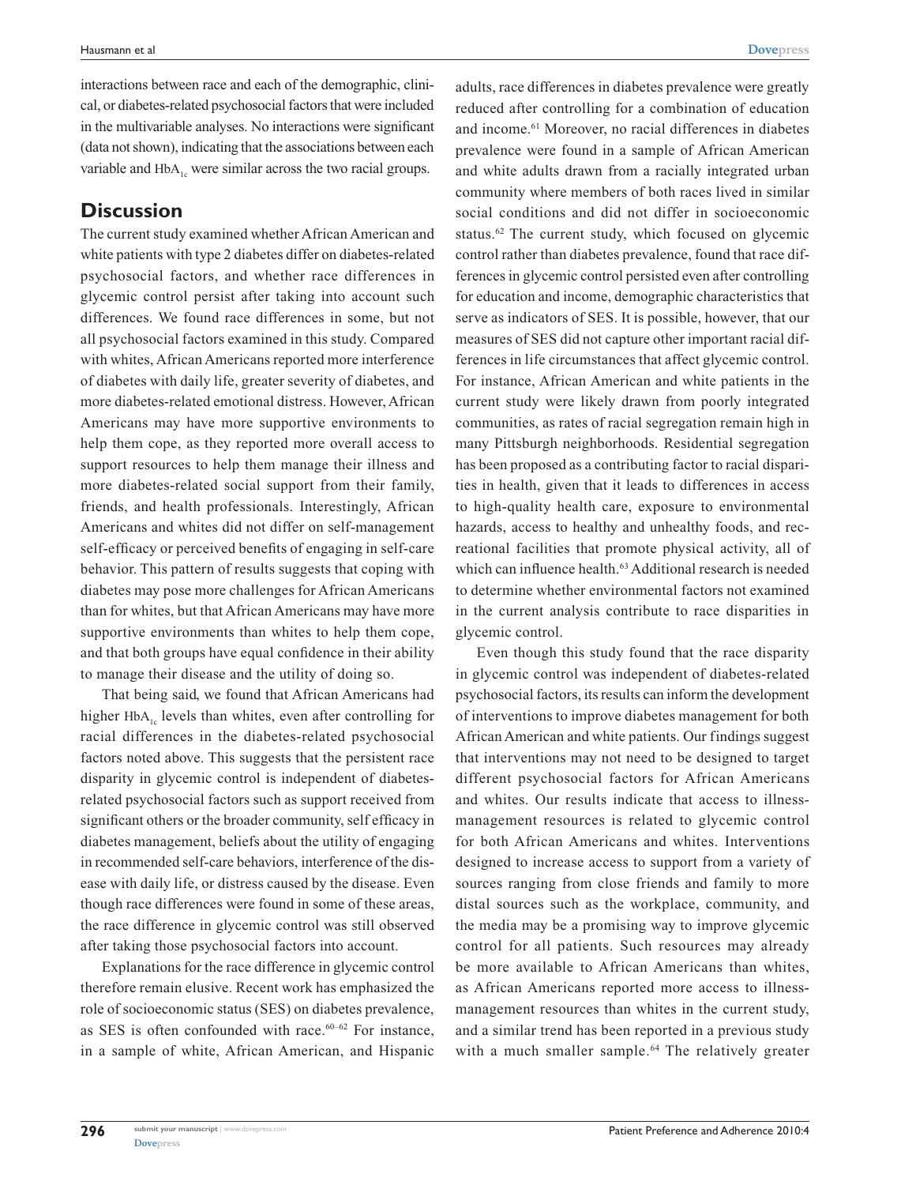interactions between race and each of the demographic, clinical, or diabetes-related psychosocial factors that were included in the multivariable analyses. No interactions were significant (data not shown), indicating that the associations between each variable and $HbA_{1c}$ were similar across the two racial groups.

## Discussion

The current study examined whether African American and white patients with type 2 diabetes differ on diabetes-related psychosocial factors, and whether race differences in glycemic control persist after taking into account such differences. We found race differences in some, but not all psychosocial factors examined in this study. Compared with whites, African Americans reported more interference of diabetes with daily life, greater severity of diabetes, and more diabetes-related emotional distress. However, African Americans may have more supportive environments to help them cope, as they reported more overall access to support resources to help them manage their illness and more diabetes-related social support from their family, friends, and health professionals. Interestingly, African Americans and whites did not differ on self-management self-efficacy or perceived benefits of engaging in self-care behavior. This pattern of results suggests that coping with diabetes may pose more challenges for African Americans than for whites, but that African Americans may have more supportive environments than whites to help them cope, and that both groups have equal confidence in their ability to manage their disease and the utility of doing so.

That being said, we found that African Americans had higher $HbA_{1c}$ levels than whites, even after controlling for racial differences in the diabetes-related psychosocial factors noted above. This suggests that the persistent race disparity in glycemic control is independent of diabetes-related psychosocial factors such as support received from significant others or the broader community, self efficacy in diabetes management, beliefs about the utility of engaging in recommended self-care behaviors, interference of the disease with daily life, or distress caused by the disease. Even though race differences were found in some of these areas, the race difference in glycemic control was still observed after taking those psychosocial factors into account.

Explanations for the race difference in glycemic control therefore remain elusive. Recent work has emphasized the role of socioeconomic status (SES) on diabetes prevalence, as SES is often confounded with race.[60–62] For instance, in a sample of white, African American, and Hispanic adults, race differences in diabetes prevalence were greatly reduced after controlling for a combination of education and income.[61] Moreover, no racial differences in diabetes prevalence were found in a sample of African American and white adults drawn from a racially integrated urban community where members of both races lived in similar social conditions and did not differ in socioeconomic status.[62] The current study, which focused on glycemic control rather than diabetes prevalence, found that race differences in glycemic control persisted even after controlling for education and income, demographic characteristics that serve as indicators of SES. It is possible, however, that our measures of SES did not capture other important racial differences in life circumstances that affect glycemic control. For instance, African American and white patients in the current study were likely drawn from poorly integrated communities, as rates of racial segregation remain high in many Pittsburgh neighborhoods. Residential segregation has been proposed as a contributing factor to racial disparities in health, given that it leads to differences in access to high-quality health care, exposure to environmental hazards, access to healthy and unhealthy foods, and recreational facilities that promote physical activity, all of which can influence health.[63] Additional research is needed to determine whether environmental factors not examined in the current analysis contribute to race disparities in glycemic control.

Even though this study found that the race disparity in glycemic control was independent of diabetes-related psychosocial factors, its results can inform the development of interventions to improve diabetes management for both African American and white patients. Our findings suggest that interventions may not need to be designed to target different psychosocial factors for African Americans and whites. Our results indicate that access to illness-management resources is related to glycemic control for both African Americans and whites. Interventions designed to increase access to support from a variety of sources ranging from close friends and family to more distal sources such as the workplace, community, and the media may be a promising way to improve glycemic control for all patients. Such resources may already be more available to African Americans than whites, as African Americans reported more access to illness-management resources than whites in the current study, and a similar trend has been reported in a previous study with a much smaller sample.[64] The relatively greater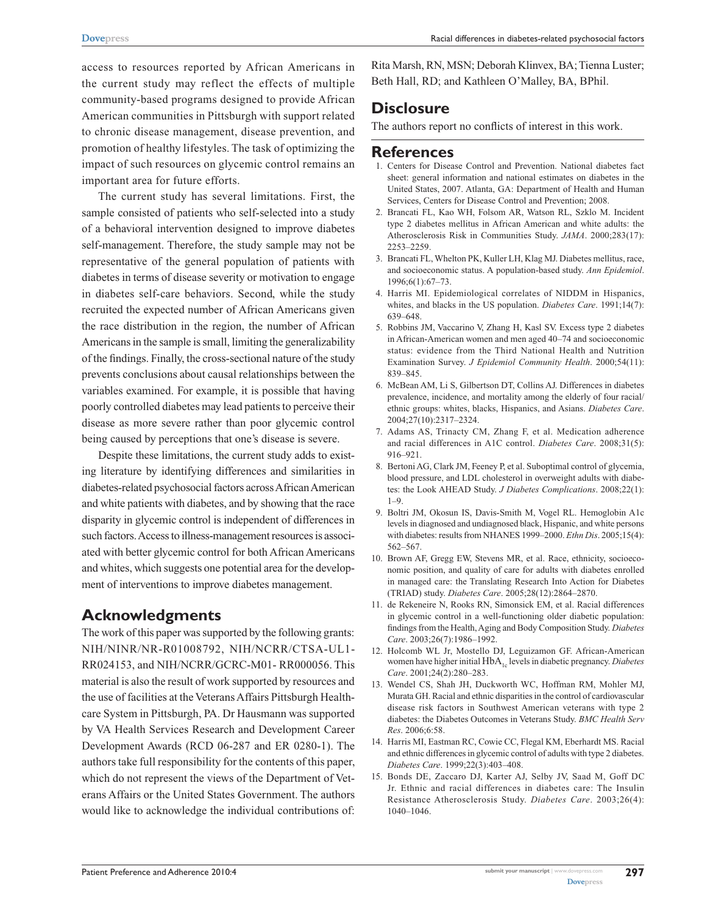access to resources reported by African Americans in the current study may reflect the effects of multiple community-based programs designed to provide African American communities in Pittsburgh with support related to chronic disease management, disease prevention, and promotion of healthy lifestyles. The task of optimizing the impact of such resources on glycemic control remains an important area for future efforts.

The current study has several limitations. First, the sample consisted of patients who self-selected into a study of a behavioral intervention designed to improve diabetes self-management. Therefore, the study sample may not be representative of the general population of patients with diabetes in terms of disease severity or motivation to engage in diabetes self-care behaviors. Second, while the study recruited the expected number of African Americans given the race distribution in the region, the number of African Americans in the sample is small, limiting the generalizability of the findings. Finally, the cross-sectional nature of the study prevents conclusions about causal relationships between the variables examined. For example, it is possible that having poorly controlled diabetes may lead patients to perceive their disease as more severe rather than poor glycemic control being caused by perceptions that one's disease is severe.

Despite these limitations, the current study adds to existing literature by identifying differences and similarities in diabetes-related psychosocial factors across African American and white patients with diabetes, and by showing that the race disparity in glycemic control is independent of differences in such factors. Access to illness-management resources is associated with better glycemic control for both African Americans and whites, which suggests one potential area for the development of interventions to improve diabetes management.

## Acknowledgments

The work of this paper was supported by the following grants: NIH/NINR/NR-R01008792, NIH/NCRR/CTSA-UL1-RR024153, and NIH/NCRR/GCRC-M01- RR000056. This material is also the result of work supported by resources and the use of facilities at the Veterans Affairs Pittsburgh Healthcare System in Pittsburgh, PA. Dr Hausmann was supported by VA Health Services Research and Development Career Development Awards (RCD 06-287 and ER 0280-1). The authors take full responsibility for the contents of this paper, which do not represent the views of the Department of Veterans Affairs or the United States Government. The authors would like to acknowledge the individual contributions of: Rita Marsh, RN, MSN; Deborah Klinvex, BA; Tienna Luster; Beth Hall, RD; and Kathleen O'Malley, BA, BPhil.

## Disclosure

The authors report no conflicts of interest in this work.

## References

1. Centers for Disease Control and Prevention. National diabetes fact sheet: general information and national estimates on diabetes in the United States, 2007. Atlanta, GA: Department of Health and Human Services, Centers for Disease Control and Prevention; 2008.
2. Brancati FL, Kao WH, Folsom AR, Watson RL, Szklo M. Incident type 2 diabetes mellitus in African American and white adults: the Atherosclerosis Risk in Communities Study. *JAMA*. 2000;283(17):2253–2259.
3. Brancati FL, Whelton PK, Kuller LH, Klag MJ. Diabetes mellitus, race, and socioeconomic status. A population-based study. *Ann Epidemiol*. 1996;6(1):67–73.
4. Harris MI. Epidemiological correlates of NIDDM in Hispanics, whites, and blacks in the US population. *Diabetes Care*. 1991;14(7):639–648.
5. Robbins JM, Vaccarino V, Zhang H, Kasl SV. Excess type 2 diabetes in African-American women and men aged 40–74 and socioeconomic status: evidence from the Third National Health and Nutrition Examination Survey. *J Epidemiol Community Health*. 2000;54(11):839–845.
6. McBean AM, Li S, Gilbertson DT, Collins AJ. Differences in diabetes prevalence, incidence, and mortality among the elderly of four racial/ethnic groups: whites, blacks, Hispanics, and Asians. *Diabetes Care*. 2004;27(10):2317–2324.
7. Adams AS, Trinacty CM, Zhang F, et al. Medication adherence and racial differences in A1C control. *Diabetes Care*. 2008;31(5):916–921.
8. Bertoni AG, Clark JM, Feeney P, et al. Suboptimal control of glycemia, blood pressure, and LDL cholesterol in overweight adults with diabetes: the Look AHEAD Study. *J Diabetes Complications*. 2008;22(1):1–9.
9. Boltri JM, Okosun IS, Davis-Smith M, Vogel RL. Hemoglobin A1c levels in diagnosed and undiagnosed black, Hispanic, and white persons with diabetes: results from NHANES 1999–2000. *Ethn Dis*. 2005;15(4):562–567.
10. Brown AF, Gregg EW, Stevens MR, et al. Race, ethnicity, socioeconomic position, and quality of care for adults with diabetes enrolled in managed care: the Translating Research Into Action for Diabetes (TRIAD) study. *Diabetes Care*. 2005;28(12):2864–2870.
11. de Rekeneire N, Rooks RN, Simonsick EM, et al. Racial differences in glycemic control in a well-functioning older diabetic population: findings from the Health, Aging and Body Composition Study. *Diabetes Care*. 2003;26(7):1986–1992.
12. Holcomb WL Jr, Mostello DJ, Leguizamon GF. African-American women have higher initial $HbA_{1c}$ levels in diabetic pregnancy. *Diabetes Care*. 2001;24(2):280–283.
13. Wendel CS, Shah JH, Duckworth WC, Hoffman RM, Mohler MJ, Murata GH. Racial and ethnic disparities in the control of cardiovascular disease risk factors in Southwest American veterans with type 2 diabetes: the Diabetes Outcomes in Veterans Study. *BMC Health Serv Res*. 2006;6:58.
14. Harris MI, Eastman RC, Cowie CC, Flegal KM, Eberhardt MS. Racial and ethnic differences in glycemic control of adults with type 2 diabetes. *Diabetes Care*. 1999;22(3):403–408.
15. Bonds DE, Zaccaro DJ, Karter AJ, Selby JV, Saad M, Goff DC Jr. Ethnic and racial differences in diabetes care: The Insulin Resistance Atherosclerosis Study. *Diabetes Care*. 2003;26(4):1040–1046.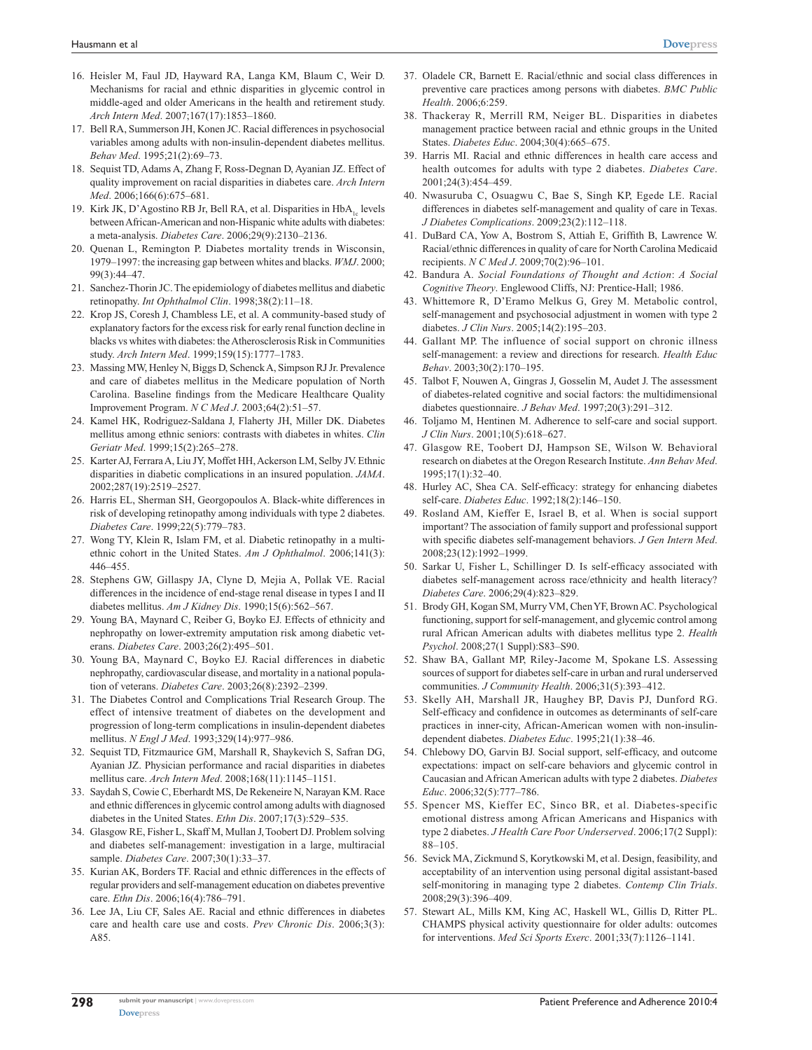16. Heisler M, Faul JD, Hayward RA, Langa KM, Blaum C, Weir D. Mechanisms for racial and ethnic disparities in glycemic control in middle-aged and older Americans in the health and retirement study. *Arch Intern Med*. 2007;167(17):1853–1860.
17. Bell RA, Summerson JH, Konen JC. Racial differences in psychosocial variables among adults with non-insulin-dependent diabetes mellitus. *Behav Med*. 1995;21(2):69–73.
18. Sequist TD, Adams A, Zhang F, Ross-Degnan D, Ayanian JZ. Effect of quality improvement on racial disparities in diabetes care. *Arch Intern Med*. 2006;166(6):675–681.
19. Kirk JK, D'Agostino RB Jr, Bell RA, et al. Disparities in $HbA_{1c}$ levels between African-American and non-Hispanic white adults with diabetes: a meta-analysis. *Diabetes Care*. 2006;29(9):2130–2136.
20. Quenan L, Remington P. Diabetes mortality trends in Wisconsin, 1979–1997: the increasing gap between whites and blacks. *WMJ*. 2000; 99(3):44–47.
21. Sanchez-Thorin JC. The epidemiology of diabetes mellitus and diabetic retinopathy. *Int Ophthalmol Clin*. 1998;38(2):11–18.
22. Krop JS, Coresh J, Chambless LE, et al. A community-based study of explanatory factors for the excess risk for early renal function decline in blacks vs whites with diabetes: the Atherosclerosis Risk in Communities study. *Arch Intern Med*. 1999;159(15):1777–1783.
23. Massing MW, Henley N, Biggs D, Schenck A, Simpson RJ Jr. Prevalence and care of diabetes mellitus in the Medicare population of North Carolina. Baseline findings from the Medicare Healthcare Quality Improvement Program. *N C Med J*. 2003;64(2):51–57.
24. Kamel HK, Rodriguez-Saldana J, Flaherty JH, Miller DK. Diabetes mellitus among ethnic seniors: contrasts with diabetes in whites. *Clin Geriatr Med*. 1999;15(2):265–278.
25. Karter AJ, Ferrara A, Liu JY, Moffet HH, Ackerson LM, Selby JV. Ethnic disparities in diabetic complications in an insured population. *JAMA*. 2002;287(19):2519–2527.
26. Harris EL, Sherman SH, Georgopoulos A. Black-white differences in risk of developing retinopathy among individuals with type 2 diabetes. *Diabetes Care*. 1999;22(5):779–783.
27. Wong TY, Klein R, Islam FM, et al. Diabetic retinopathy in a multi-ethnic cohort in the United States. *Am J Ophthalmol*. 2006;141(3): 446–455.
28. Stephens GW, Gillaspy JA, Clyne D, Mejia A, Pollak VE. Racial differences in the incidence of end-stage renal disease in types I and II diabetes mellitus. *Am J Kidney Dis*. 1990;15(6):562–567.
29. Young BA, Maynard C, Reiber G, Boyko EJ. Effects of ethnicity and nephropathy on lower-extremity amputation risk among diabetic veterans. *Diabetes Care*. 2003;26(2):495–501.
30. Young BA, Maynard C, Boyko EJ. Racial differences in diabetic nephropathy, cardiovascular disease, and mortality in a national population of veterans. *Diabetes Care*. 2003;26(8):2392–2399.
31. The Diabetes Control and Complications Trial Research Group. The effect of intensive treatment of diabetes on the development and progression of long-term complications in insulin-dependent diabetes mellitus. *N Engl J Med*. 1993;329(14):977–986.
32. Sequist TD, Fitzmaurice GM, Marshall R, Shaykevich S, Safran DG, Ayanian JZ. Physician performance and racial disparities in diabetes mellitus care. *Arch Intern Med*. 2008;168(11):1145–1151.
33. Saydah S, Cowie C, Eberhardt MS, De Rekeneire N, Narayan KM. Race and ethnic differences in glycemic control among adults with diagnosed diabetes in the United States. *Ethn Dis*. 2007;17(3):529–535.
34. Glasgow RE, Fisher L, Skaff M, Mullan J, Toobert DJ. Problem solving and diabetes self-management: investigation in a large, multiracial sample. *Diabetes Care*. 2007;30(1):33–37.
35. Kurian AK, Borders TF. Racial and ethnic differences in the effects of regular providers and self-management education on diabetes preventive care. *Ethn Dis*. 2006;16(4):786–791.
36. Lee JA, Liu CF, Sales AE. Racial and ethnic differences in diabetes care and health care use and costs. *Prev Chronic Dis*. 2006;3(3): A85.
37. Oladele CR, Barnett E. Racial/ethnic and social class differences in preventive care practices among persons with diabetes. *BMC Public Health*. 2006;6:259.
38. Thackeray R, Merrill RM, Neiger BL. Disparities in diabetes management practice between racial and ethnic groups in the United States. *Diabetes Educ*. 2004;30(4):665–675.
39. Harris MI. Racial and ethnic differences in health care access and health outcomes for adults with type 2 diabetes. *Diabetes Care*. 2001;24(3):454–459.
40. Nwasuruba C, Osuagwu C, Bae S, Singh KP, Egede LE. Racial differences in diabetes self-management and quality of care in Texas. *J Diabetes Complications*. 2009;23(2):112–118.
41. DuBard CA, Yow A, Bostrom S, Attiah E, Griffith B, Lawrence W. Racial/ethnic differences in quality of care for North Carolina Medicaid recipients. *N C Med J*. 2009;70(2):96–101.
42. Bandura A. *Social Foundations of Thought and Action*: *A Social Cognitive Theory*. Englewood Cliffs, NJ: Prentice-Hall; 1986.
43. Whittemore R, D'Eramo Melkus G, Grey M. Metabolic control, self-management and psychosocial adjustment in women with type 2 diabetes. *J Clin Nurs*. 2005;14(2):195–203.
44. Gallant MP. The influence of social support on chronic illness self-management: a review and directions for research. *Health Educ Behav*. 2003;30(2):170–195.
45. Talbot F, Nouwen A, Gingras J, Gosselin M, Audet J. The assessment of diabetes-related cognitive and social factors: the multidimensional diabetes questionnaire. *J Behav Med*. 1997;20(3):291–312.
46. Toljamo M, Hentinen M. Adherence to self-care and social support. *J Clin Nurs*. 2001;10(5):618–627.
47. Glasgow RE, Toobert DJ, Hampson SE, Wilson W. Behavioral research on diabetes at the Oregon Research Institute. *Ann Behav Med*. 1995;17(1):32–40.
48. Hurley AC, Shea CA. Self-efficacy: strategy for enhancing diabetes self-care. *Diabetes Educ*. 1992;18(2):146–150.
49. Rosland AM, Kieffer E, Israel B, et al. When is social support important? The association of family support and professional support with specific diabetes self-management behaviors. *J Gen Intern Med*. 2008;23(12):1992–1999.
50. Sarkar U, Fisher L, Schillinger D. Is self-efficacy associated with diabetes self-management across race/ethnicity and health literacy? *Diabetes Care*. 2006;29(4):823–829.
51. Brody GH, Kogan SM, Murry VM, Chen YF, Brown AC. Psychological functioning, support for self-management, and glycemic control among rural African American adults with diabetes mellitus type 2. *Health Psychol*. 2008;27(1 Suppl):S83–S90.
52. Shaw BA, Gallant MP, Riley-Jacome M, Spokane LS. Assessing sources of support for diabetes self-care in urban and rural underserved communities. *J Community Health*. 2006;31(5):393–412.
53. Skelly AH, Marshall JR, Haughey BP, Davis PJ, Dunford RG. Self-efficacy and confidence in outcomes as determinants of self-care practices in inner-city, African-American women with non-insulin-dependent diabetes. *Diabetes Educ*. 1995;21(1):38–46.
54. Chlebowy DO, Garvin BJ. Social support, self-efficacy, and outcome expectations: impact on self-care behaviors and glycemic control in Caucasian and African American adults with type 2 diabetes. *Diabetes Educ*. 2006;32(5):777–786.
55. Spencer MS, Kieffer EC, Sinco BR, et al. Diabetes-specific emotional distress among African Americans and Hispanics with type 2 diabetes. *J Health Care Poor Underserved*. 2006;17(2 Suppl): 88–105.
56. Sevick MA, Zickmund S, Korytkowski M, et al. Design, feasibility, and acceptability of an intervention using personal digital assistant-based self-monitoring in managing type 2 diabetes. *Contemp Clin Trials*. 2008;29(3):396–409.
57. Stewart AL, Mills KM, King AC, Haskell WL, Gillis D, Ritter PL. CHAMPS physical activity questionnaire for older adults: outcomes for interventions. *Med Sci Sports Exerc*. 2001;33(7):1126–1141.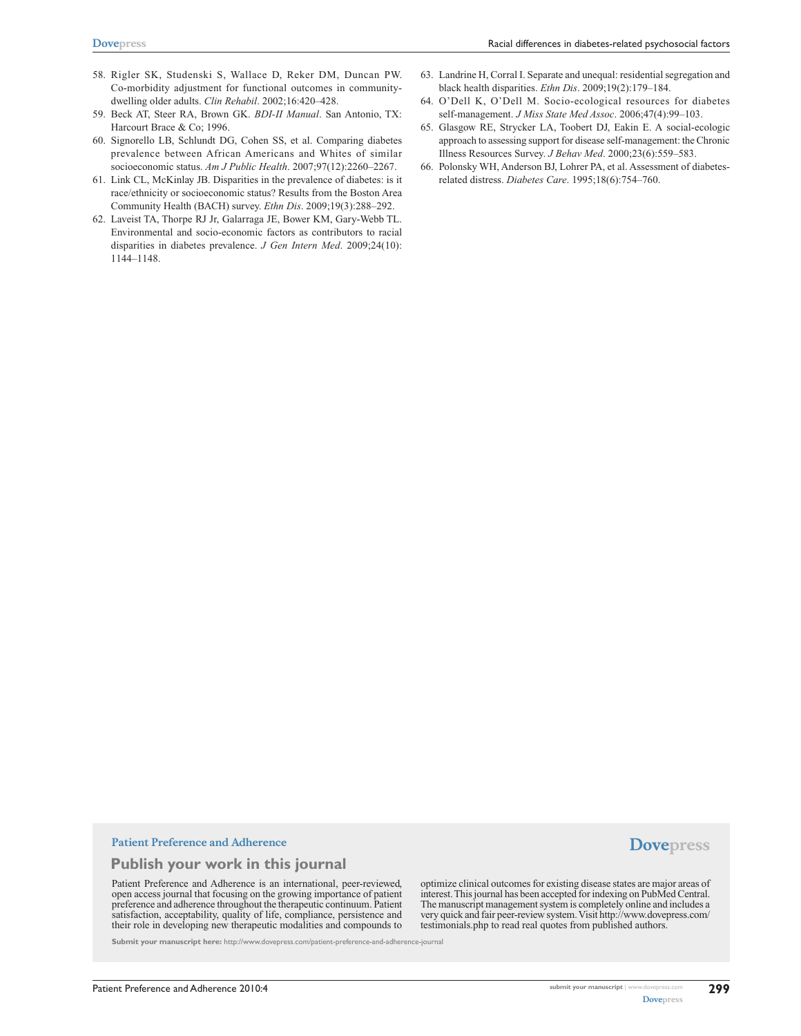58. Rigler SK, Studenski S, Wallace D, Reker DM, Duncan PW. Co-morbidity adjustment for functional outcomes in community-dwelling older adults. *Clin Rehabil*. 2002;16:420–428.
59. Beck AT, Steer RA, Brown GK. *BDI-II Manual*. San Antonio, TX: Harcourt Brace & Co; 1996.
60. Signorello LB, Schlundt DG, Cohen SS, et al. Comparing diabetes prevalence between African Americans and Whites of similar socioeconomic status. *Am J Public Health*. 2007;97(12):2260–2267.
61. Link CL, McKinlay JB. Disparities in the prevalence of diabetes: is it race/ethnicity or socioeconomic status? Results from the Boston Area Community Health (BACH) survey. *Ethn Dis*. 2009;19(3):288–292.
62. Laveist TA, Thorpe RJ Jr, Galarraga JE, Bower KM, Gary-Webb TL. Environmental and socio-economic factors as contributors to racial disparities in diabetes prevalence. *J Gen Intern Med*. 2009;24(10):1144–1148.
63. Landrine H, Corral I. Separate and unequal: residential segregation and black health disparities. *Ethn Dis*. 2009;19(2):179–184.
64. O'Dell K, O'Dell M. Socio-ecological resources for diabetes self-management. *J Miss State Med Assoc*. 2006;47(4):99–103.
65. Glasgow RE, Strycker LA, Toobert DJ, Eakin E. A social-ecologic approach to assessing support for disease self-management: the Chronic Illness Resources Survey. *J Behav Med*. 2000;23(6):559–583.
66. Polonsky WH, Anderson BJ, Lohrer PA, et al. Assessment of diabetes-related distress. *Diabetes Care*. 1995;18(6):754–760.

**Patient Preference and Adherence**

## Publish your work in this journal

Patient Preference and Adherence is an international, peer-reviewed, open access journal that focusing on the growing importance of patient preference and adherence throughout the therapeutic continuum. Patient satisfaction, acceptability, quality of life, compliance, persistence and their role in developing new therapeutic modalities and compounds to optimize clinical outcomes for existing disease states are major areas of interest. This journal has been accepted for indexing on PubMed Central. The manuscript management system is completely online and includes a very quick and fair peer-review system. Visit http://www.dovepress.com/testimonials.php to read real quotes from published authors.

**Submit your manuscript here:** http://www.dovepress.com/patient-preference-and-adherence-journal